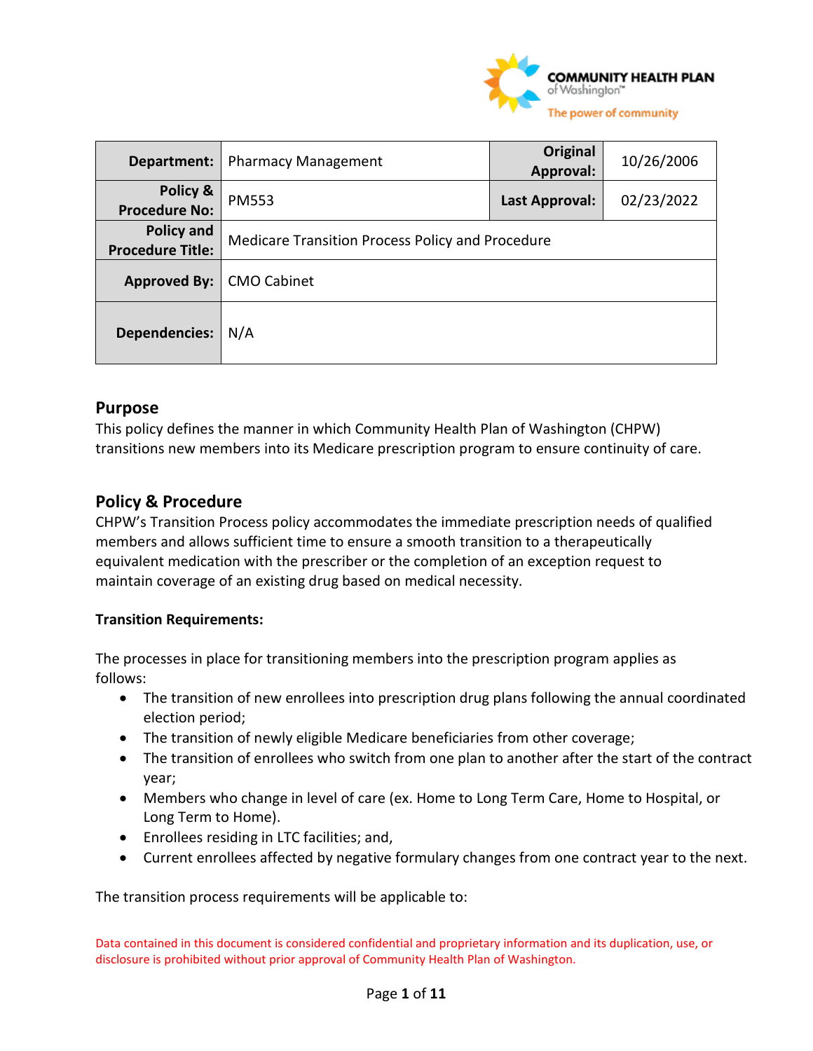| Department: | Pharmacy Management | Original Approval: | 10/26/2006 |
|---|---|---|---|
| Policy & Procedure No: | PM553 | Last Approval: | 02/23/2022 |
| Policy and Procedure Title: | Medicare Transition Process Policy and Procedure | | |
| Approved By: | CMO Cabinet | | |
| Dependencies: | N/A | | |

## Purpose

This policy defines the manner in which Community Health Plan of Washington (CHPW) transitions new members into its Medicare prescription program to ensure continuity of care.

## Policy & Procedure

CHPW's Transition Process policy accommodates the immediate prescription needs of qualified members and allows sufficient time to ensure a smooth transition to a therapeutically equivalent medication with the prescriber or the completion of an exception request to maintain coverage of an existing drug based on medical necessity.

**Transition Requirements:**

The processes in place for transitioning members into the prescription program applies as follows:

- The transition of new enrollees into prescription drug plans following the annual coordinated election period;
- The transition of newly eligible Medicare beneficiaries from other coverage;
- The transition of enrollees who switch from one plan to another after the start of the contract year;
- Members who change in level of care (ex. Home to Long Term Care, Home to Hospital, or Long Term to Home).
- Enrollees residing in LTC facilities; and,
- Current enrollees affected by negative formulary changes from one contract year to the next.

The transition process requirements will be applicable to:

Data contained in this document is considered confidential and proprietary information and its duplication, use, or disclosure is prohibited without prior approval of Community Health Plan of Washington.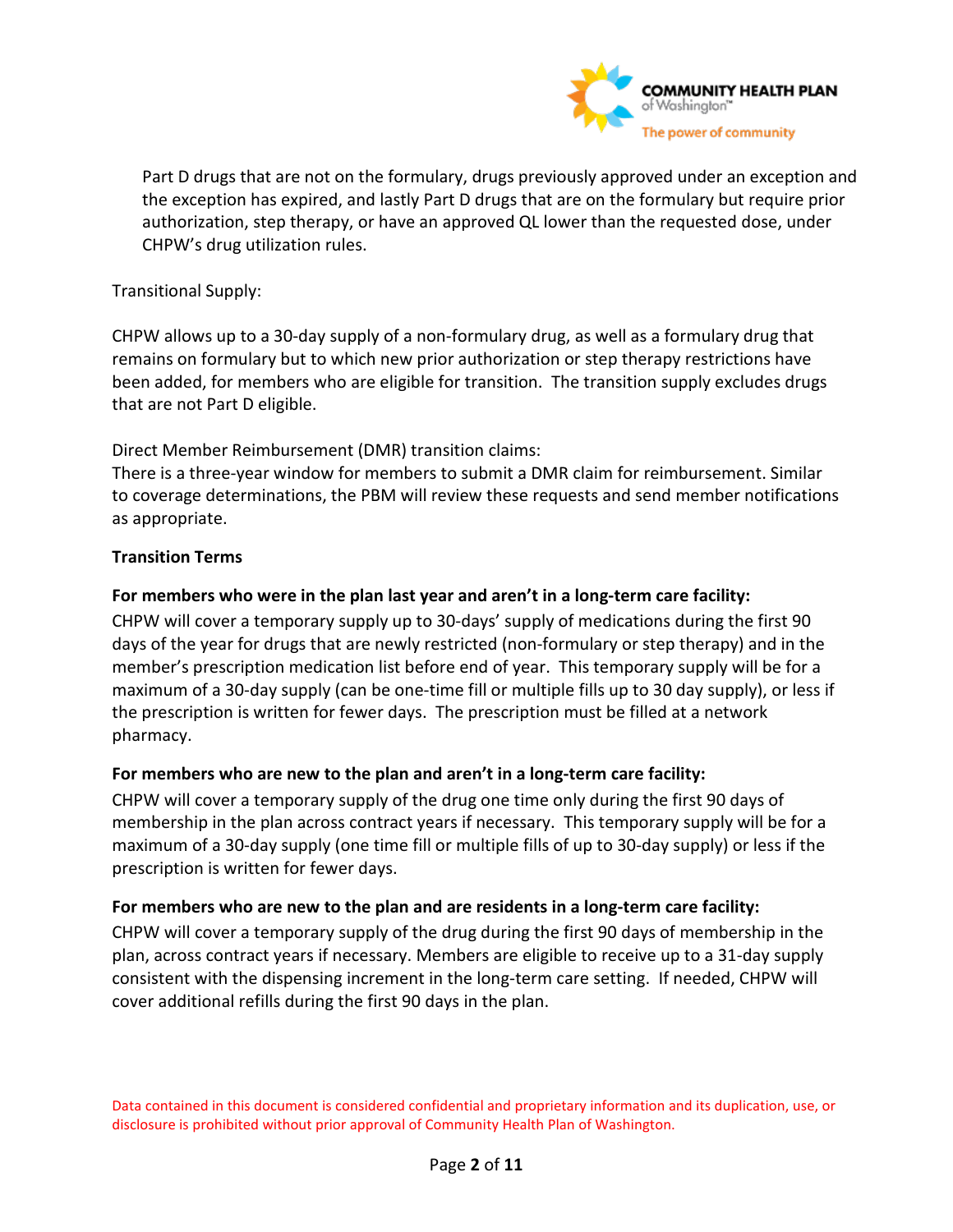Part D drugs that are not on the formulary, drugs previously approved under an exception and the exception has expired, and lastly Part D drugs that are on the formulary but require prior authorization, step therapy, or have an approved QL lower than the requested dose, under CHPW's drug utilization rules.

Transitional Supply:

CHPW allows up to a 30-day supply of a non-formulary drug, as well as a formulary drug that remains on formulary but to which new prior authorization or step therapy restrictions have been added, for members who are eligible for transition. The transition supply excludes drugs that are not Part D eligible.

Direct Member Reimbursement (DMR) transition claims:
There is a three-year window for members to submit a DMR claim for reimbursement. Similar to coverage determinations, the PBM will review these requests and send member notifications as appropriate.

**Transition Terms**

**For members who were in the plan last year and aren't in a long-term care facility:**
CHPW will cover a temporary supply up to 30-days' supply of medications during the first 90 days of the year for drugs that are newly restricted (non-formulary or step therapy) and in the member's prescription medication list before end of year. This temporary supply will be for a maximum of a 30-day supply (can be one-time fill or multiple fills up to 30 day supply), or less if the prescription is written for fewer days. The prescription must be filled at a network pharmacy.

**For members who are new to the plan and aren't in a long-term care facility:**
CHPW will cover a temporary supply of the drug one time only during the first 90 days of membership in the plan across contract years if necessary. This temporary supply will be for a maximum of a 30-day supply (one time fill or multiple fills of up to 30-day supply) or less if the prescription is written for fewer days.

**For members who are new to the plan and are residents in a long-term care facility:**
CHPW will cover a temporary supply of the drug during the first 90 days of membership in the plan, across contract years if necessary. Members are eligible to receive up to a 31-day supply consistent with the dispensing increment in the long-term care setting. If needed, CHPW will cover additional refills during the first 90 days in the plan.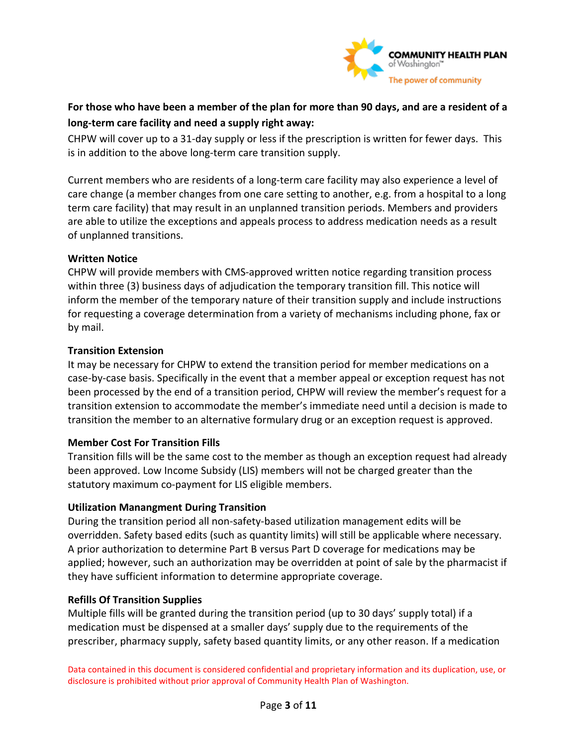**For those who have been a member of the plan for more than 90 days, and are a resident of a long-term care facility and need a supply right away:**

CHPW will cover up to a 31-day supply or less if the prescription is written for fewer days. This is in addition to the above long-term care transition supply.

Current members who are residents of a long-term care facility may also experience a level of care change (a member changes from one care setting to another, e.g. from a hospital to a long term care facility) that may result in an unplanned transition periods. Members and providers are able to utilize the exceptions and appeals process to address medication needs as a result of unplanned transitions.

**Written Notice**

CHPW will provide members with CMS-approved written notice regarding transition process within three (3) business days of adjudication the temporary transition fill. This notice will inform the member of the temporary nature of their transition supply and include instructions for requesting a coverage determination from a variety of mechanisms including phone, fax or by mail.

**Transition Extension**

It may be necessary for CHPW to extend the transition period for member medications on a case-by-case basis. Specifically in the event that a member appeal or exception request has not been processed by the end of a transition period, CHPW will review the member's request for a transition extension to accommodate the member's immediate need until a decision is made to transition the member to an alternative formulary drug or an exception request is approved.

**Member Cost For Transition Fills**

Transition fills will be the same cost to the member as though an exception request had already been approved. Low Income Subsidy (LIS) members will not be charged greater than the statutory maximum co-payment for LIS eligible members.

**Utilization Manangment During Transition**

During the transition period all non-safety-based utilization management edits will be overridden. Safety based edits (such as quantity limits) will still be applicable where necessary. A prior authorization to determine Part B versus Part D coverage for medications may be applied; however, such an authorization may be overridden at point of sale by the pharmacist if they have sufficient information to determine appropriate coverage.

**Refills Of Transition Supplies**

Multiple fills will be granted during the transition period (up to 30 days' supply total) if a medication must be dispensed at a smaller days' supply due to the requirements of the prescriber, pharmacy supply, safety based quantity limits, or any other reason. If a medication

Data contained in this document is considered confidential and proprietary information and its duplication, use, or disclosure is prohibited without prior approval of Community Health Plan of Washington.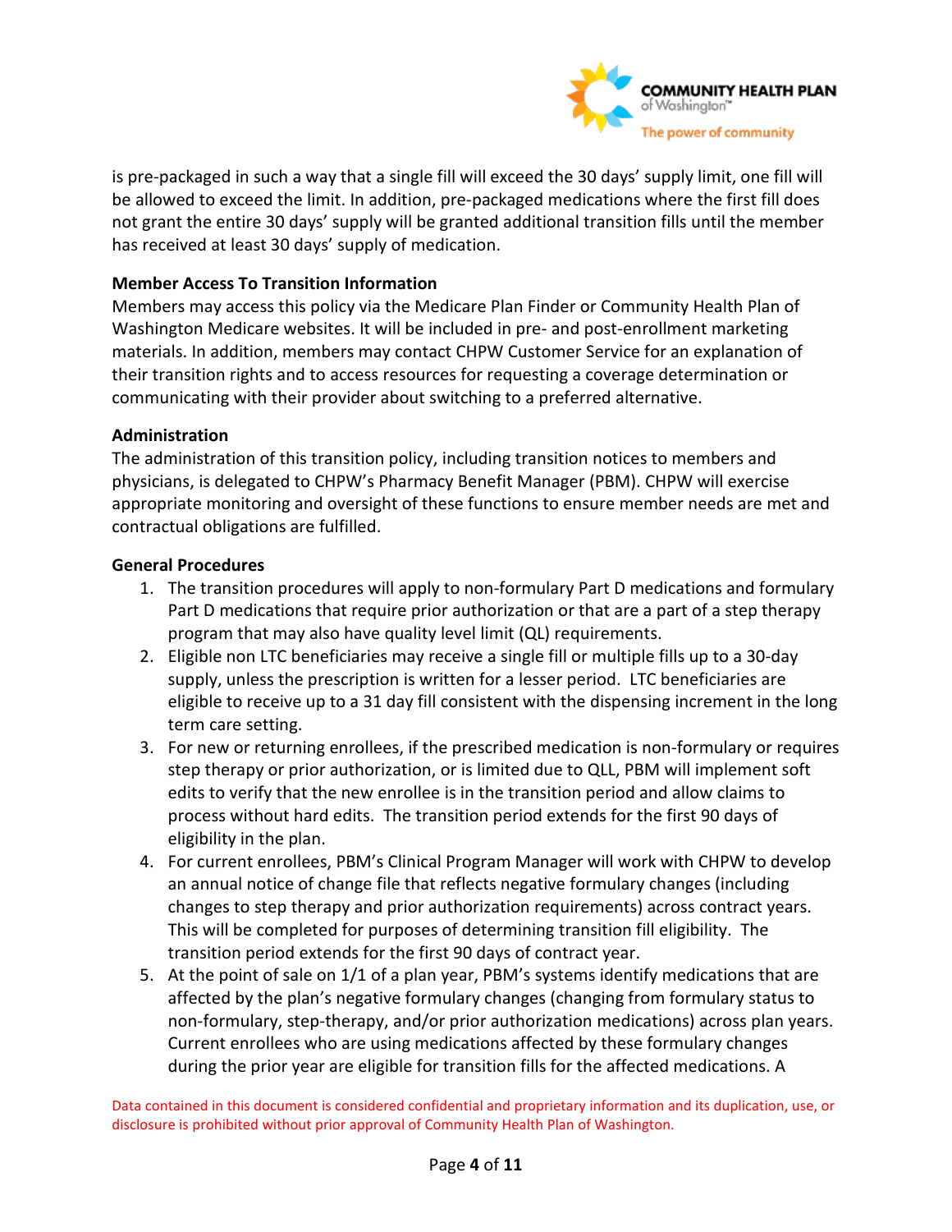is pre-packaged in such a way that a single fill will exceed the 30 days' supply limit, one fill will be allowed to exceed the limit. In addition, pre-packaged medications where the first fill does not grant the entire 30 days' supply will be granted additional transition fills until the member has received at least 30 days' supply of medication.

**Member Access To Transition Information**

Members may access this policy via the Medicare Plan Finder or Community Health Plan of Washington Medicare websites. It will be included in pre- and post-enrollment marketing materials. In addition, members may contact CHPW Customer Service for an explanation of their transition rights and to access resources for requesting a coverage determination or communicating with their provider about switching to a preferred alternative.

**Administration**

The administration of this transition policy, including transition notices to members and physicians, is delegated to CHPW's Pharmacy Benefit Manager (PBM). CHPW will exercise appropriate monitoring and oversight of these functions to ensure member needs are met and contractual obligations are fulfilled.

**General Procedures**

1. The transition procedures will apply to non-formulary Part D medications and formulary Part D medications that require prior authorization or that are a part of a step therapy program that may also have quality level limit (QL) requirements.
2. Eligible non LTC beneficiaries may receive a single fill or multiple fills up to a 30-day supply, unless the prescription is written for a lesser period. LTC beneficiaries are eligible to receive up to a 31 day fill consistent with the dispensing increment in the long term care setting.
3. For new or returning enrollees, if the prescribed medication is non-formulary or requires step therapy or prior authorization, or is limited due to QLL, PBM will implement soft edits to verify that the new enrollee is in the transition period and allow claims to process without hard edits. The transition period extends for the first 90 days of eligibility in the plan.
4. For current enrollees, PBM's Clinical Program Manager will work with CHPW to develop an annual notice of change file that reflects negative formulary changes (including changes to step therapy and prior authorization requirements) across contract years. This will be completed for purposes of determining transition fill eligibility. The transition period extends for the first 90 days of contract year.
5. At the point of sale on 1/1 of a plan year, PBM's systems identify medications that are affected by the plan's negative formulary changes (changing from formulary status to non-formulary, step-therapy, and/or prior authorization medications) across plan years. Current enrollees who are using medications affected by these formulary changes during the prior year are eligible for transition fills for the affected medications. A

Data contained in this document is considered confidential and proprietary information and its duplication, use, or disclosure is prohibited without prior approval of Community Health Plan of Washington.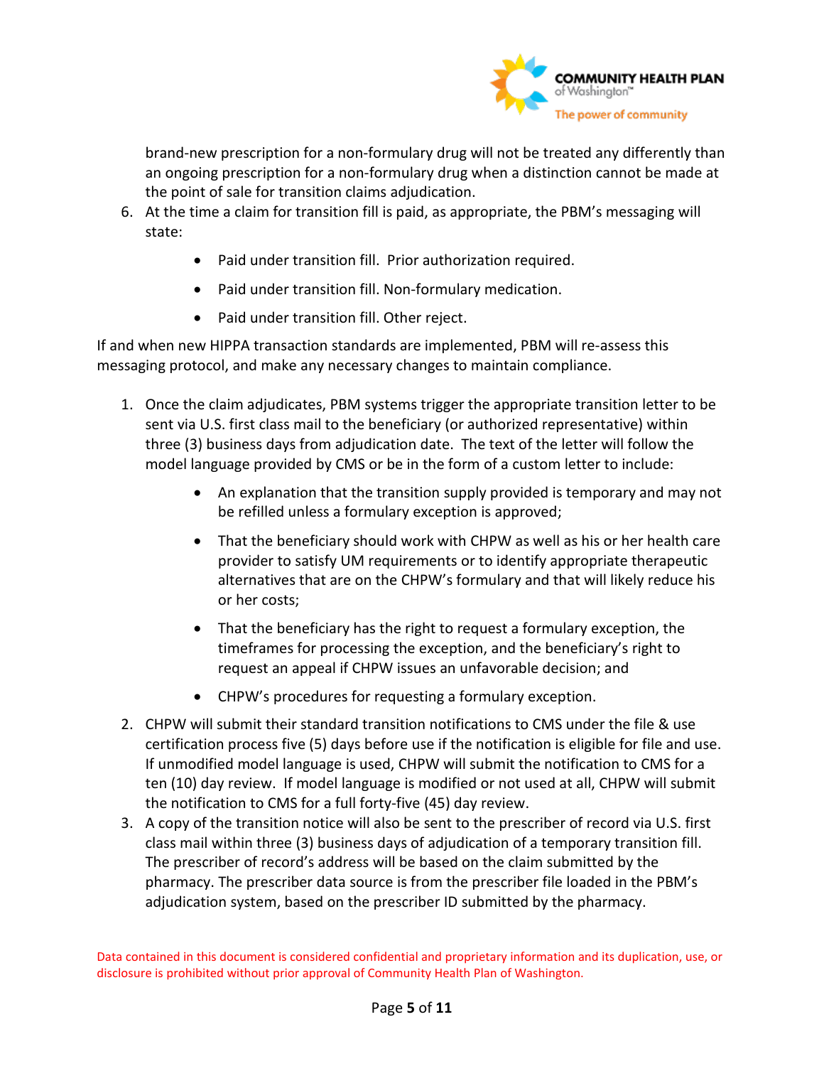brand-new prescription for a non-formulary drug will not be treated any differently than an ongoing prescription for a non-formulary drug when a distinction cannot be made at the point of sale for transition claims adjudication.

6. At the time a claim for transition fill is paid, as appropriate, the PBM's messaging will state:
   - Paid under transition fill. Prior authorization required.
   - Paid under transition fill. Non-formulary medication.
   - Paid under transition fill. Other reject.

If and when new HIPPA transaction standards are implemented, PBM will re-assess this messaging protocol, and make any necessary changes to maintain compliance.

1. Once the claim adjudicates, PBM systems trigger the appropriate transition letter to be sent via U.S. first class mail to the beneficiary (or authorized representative) within three (3) business days from adjudication date. The text of the letter will follow the model language provided by CMS or be in the form of a custom letter to include:
   - An explanation that the transition supply provided is temporary and may not be refilled unless a formulary exception is approved;
   - That the beneficiary should work with CHPW as well as his or her health care provider to satisfy UM requirements or to identify appropriate therapeutic alternatives that are on the CHPW's formulary and that will likely reduce his or her costs;
   - That the beneficiary has the right to request a formulary exception, the timeframes for processing the exception, and the beneficiary's right to request an appeal if CHPW issues an unfavorable decision; and
   - CHPW's procedures for requesting a formulary exception.
2. CHPW will submit their standard transition notifications to CMS under the file & use certification process five (5) days before use if the notification is eligible for file and use. If unmodified model language is used, CHPW will submit the notification to CMS for a ten (10) day review. If model language is modified or not used at all, CHPW will submit the notification to CMS for a full forty-five (45) day review.
3. A copy of the transition notice will also be sent to the prescriber of record via U.S. first class mail within three (3) business days of adjudication of a temporary transition fill. The prescriber of record's address will be based on the claim submitted by the pharmacy. The prescriber data source is from the prescriber file loaded in the PBM's adjudication system, based on the prescriber ID submitted by the pharmacy.

Data contained in this document is considered confidential and proprietary information and its duplication, use, or disclosure is prohibited without prior approval of Community Health Plan of Washington.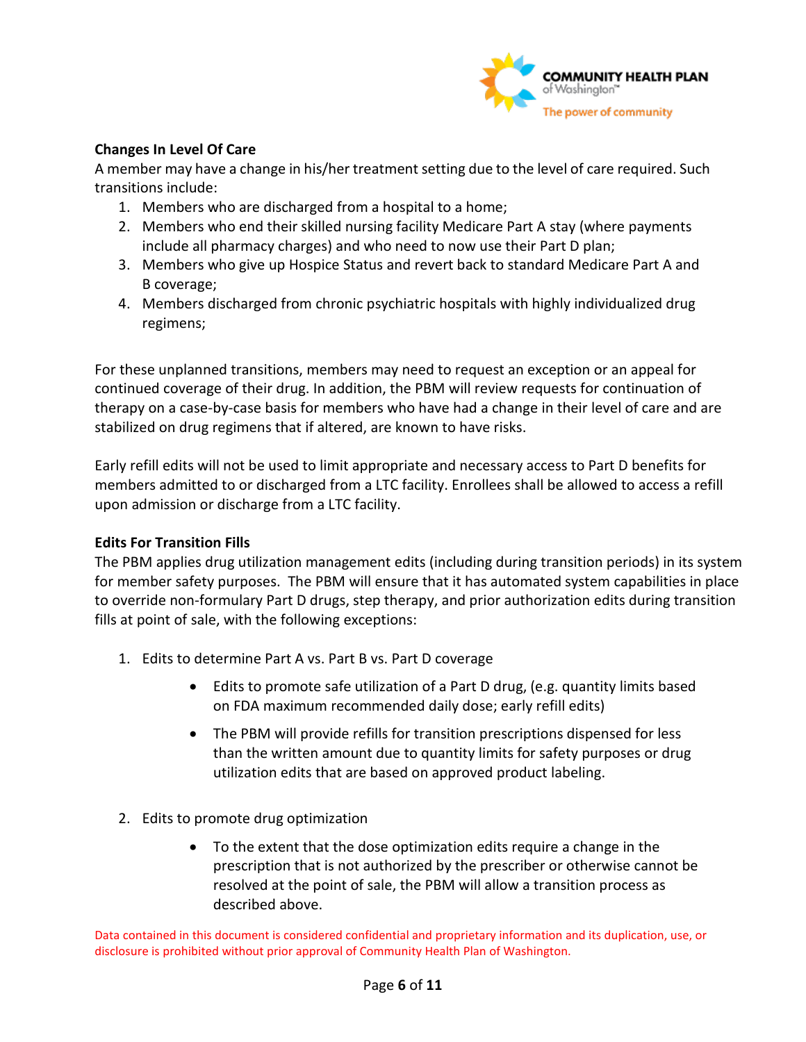**Changes In Level Of Care**

A member may have a change in his/her treatment setting due to the level of care required. Such transitions include:

1. Members who are discharged from a hospital to a home;
2. Members who end their skilled nursing facility Medicare Part A stay (where payments include all pharmacy charges) and who need to now use their Part D plan;
3. Members who give up Hospice Status and revert back to standard Medicare Part A and B coverage;
4. Members discharged from chronic psychiatric hospitals with highly individualized drug regimens;

For these unplanned transitions, members may need to request an exception or an appeal for continued coverage of their drug. In addition, the PBM will review requests for continuation of therapy on a case-by-case basis for members who have had a change in their level of care and are stabilized on drug regimens that if altered, are known to have risks.

Early refill edits will not be used to limit appropriate and necessary access to Part D benefits for members admitted to or discharged from a LTC facility. Enrollees shall be allowed to access a refill upon admission or discharge from a LTC facility.

**Edits For Transition Fills**

The PBM applies drug utilization management edits (including during transition periods) in its system for member safety purposes. The PBM will ensure that it has automated system capabilities in place to override non-formulary Part D drugs, step therapy, and prior authorization edits during transition fills at point of sale, with the following exceptions:

1. Edits to determine Part A vs. Part B vs. Part D coverage
    - Edits to promote safe utilization of a Part D drug, (e.g. quantity limits based on FDA maximum recommended daily dose; early refill edits)
    - The PBM will provide refills for transition prescriptions dispensed for less than the written amount due to quantity limits for safety purposes or drug utilization edits that are based on approved product labeling.
2. Edits to promote drug optimization
    - To the extent that the dose optimization edits require a change in the prescription that is not authorized by the prescriber or otherwise cannot be resolved at the point of sale, the PBM will allow a transition process as described above.

Data contained in this document is considered confidential and proprietary information and its duplication, use, or disclosure is prohibited without prior approval of Community Health Plan of Washington.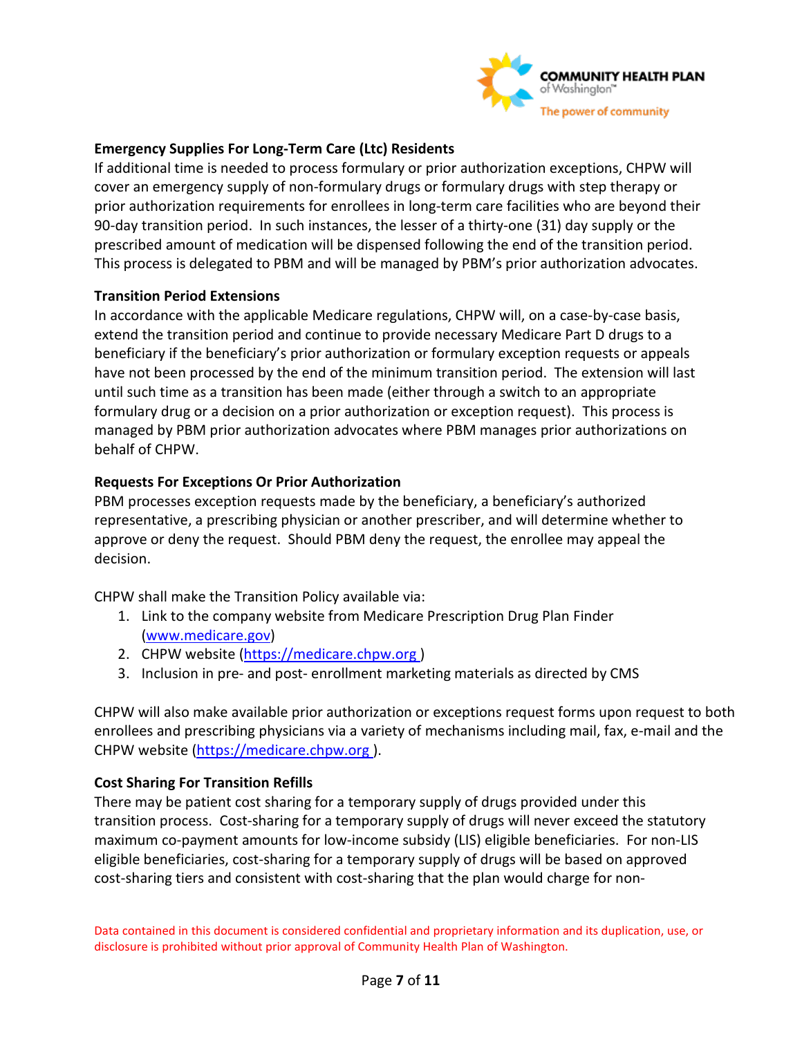**Emergency Supplies For Long-Term Care (Ltc) Residents**

If additional time is needed to process formulary or prior authorization exceptions, CHPW will cover an emergency supply of non-formulary drugs or formulary drugs with step therapy or prior authorization requirements for enrollees in long-term care facilities who are beyond their 90-day transition period. In such instances, the lesser of a thirty-one (31) day supply or the prescribed amount of medication will be dispensed following the end of the transition period. This process is delegated to PBM and will be managed by PBM's prior authorization advocates.

**Transition Period Extensions**

In accordance with the applicable Medicare regulations, CHPW will, on a case-by-case basis, extend the transition period and continue to provide necessary Medicare Part D drugs to a beneficiary if the beneficiary's prior authorization or formulary exception requests or appeals have not been processed by the end of the minimum transition period. The extension will last until such time as a transition has been made (either through a switch to an appropriate formulary drug or a decision on a prior authorization or exception request). This process is managed by PBM prior authorization advocates where PBM manages prior authorizations on behalf of CHPW.

**Requests For Exceptions Or Prior Authorization**

PBM processes exception requests made by the beneficiary, a beneficiary's authorized representative, a prescribing physician or another prescriber, and will determine whether to approve or deny the request. Should PBM deny the request, the enrollee may appeal the decision.

CHPW shall make the Transition Policy available via:

1. Link to the company website from Medicare Prescription Drug Plan Finder (www.medicare.gov)
2. CHPW website (https://medicare.chpw.org )
3. Inclusion in pre- and post- enrollment marketing materials as directed by CMS

CHPW will also make available prior authorization or exceptions request forms upon request to both enrollees and prescribing physicians via a variety of mechanisms including mail, fax, e-mail and the CHPW website (https://medicare.chpw.org ).

**Cost Sharing For Transition Refills**

There may be patient cost sharing for a temporary supply of drugs provided under this transition process. Cost-sharing for a temporary supply of drugs will never exceed the statutory maximum co-payment amounts for low-income subsidy (LIS) eligible beneficiaries. For non-LIS eligible beneficiaries, cost-sharing for a temporary supply of drugs will be based on approved cost-sharing tiers and consistent with cost-sharing that the plan would charge for non-

Data contained in this document is considered confidential and proprietary information and its duplication, use, or disclosure is prohibited without prior approval of Community Health Plan of Washington.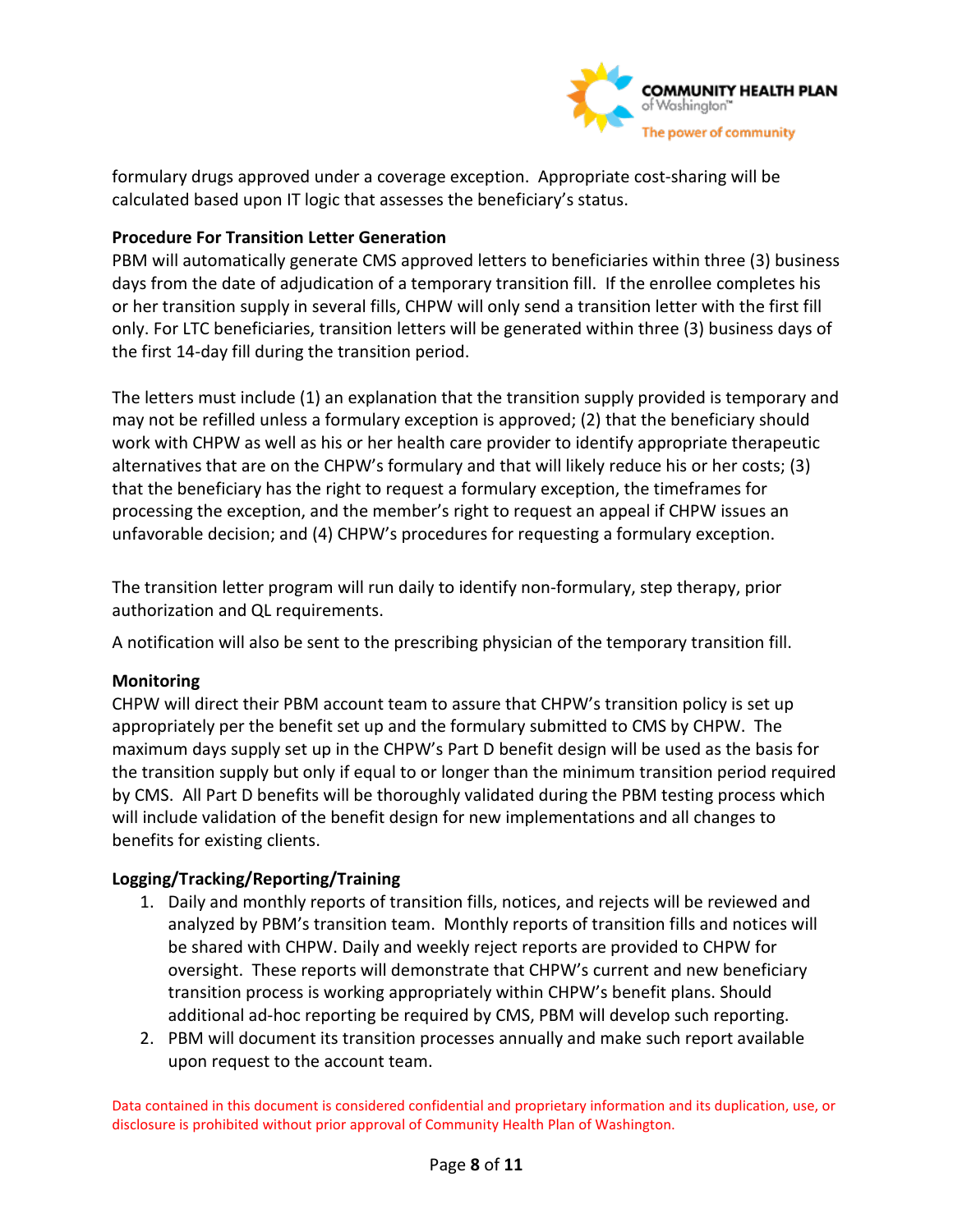formulary drugs approved under a coverage exception. Appropriate cost-sharing will be calculated based upon IT logic that assesses the beneficiary's status.

**Procedure For Transition Letter Generation**

PBM will automatically generate CMS approved letters to beneficiaries within three (3) business days from the date of adjudication of a temporary transition fill. If the enrollee completes his or her transition supply in several fills, CHPW will only send a transition letter with the first fill only. For LTC beneficiaries, transition letters will be generated within three (3) business days of the first 14-day fill during the transition period.

The letters must include (1) an explanation that the transition supply provided is temporary and may not be refilled unless a formulary exception is approved; (2) that the beneficiary should work with CHPW as well as his or her health care provider to identify appropriate therapeutic alternatives that are on the CHPW's formulary and that will likely reduce his or her costs; (3) that the beneficiary has the right to request a formulary exception, the timeframes for processing the exception, and the member's right to request an appeal if CHPW issues an unfavorable decision; and (4) CHPW's procedures for requesting a formulary exception.

The transition letter program will run daily to identify non-formulary, step therapy, prior authorization and QL requirements.

A notification will also be sent to the prescribing physician of the temporary transition fill.

**Monitoring**

CHPW will direct their PBM account team to assure that CHPW's transition policy is set up appropriately per the benefit set up and the formulary submitted to CMS by CHPW. The maximum days supply set up in the CHPW's Part D benefit design will be used as the basis for the transition supply but only if equal to or longer than the minimum transition period required by CMS. All Part D benefits will be thoroughly validated during the PBM testing process which will include validation of the benefit design for new implementations and all changes to benefits for existing clients.

**Logging/Tracking/Reporting/Training**

1. Daily and monthly reports of transition fills, notices, and rejects will be reviewed and analyzed by PBM's transition team. Monthly reports of transition fills and notices will be shared with CHPW. Daily and weekly reject reports are provided to CHPW for oversight. These reports will demonstrate that CHPW's current and new beneficiary transition process is working appropriately within CHPW's benefit plans. Should additional ad-hoc reporting be required by CMS, PBM will develop such reporting.
2. PBM will document its transition processes annually and make such report available upon request to the account team.

Data contained in this document is considered confidential and proprietary information and its duplication, use, or disclosure is prohibited without prior approval of Community Health Plan of Washington.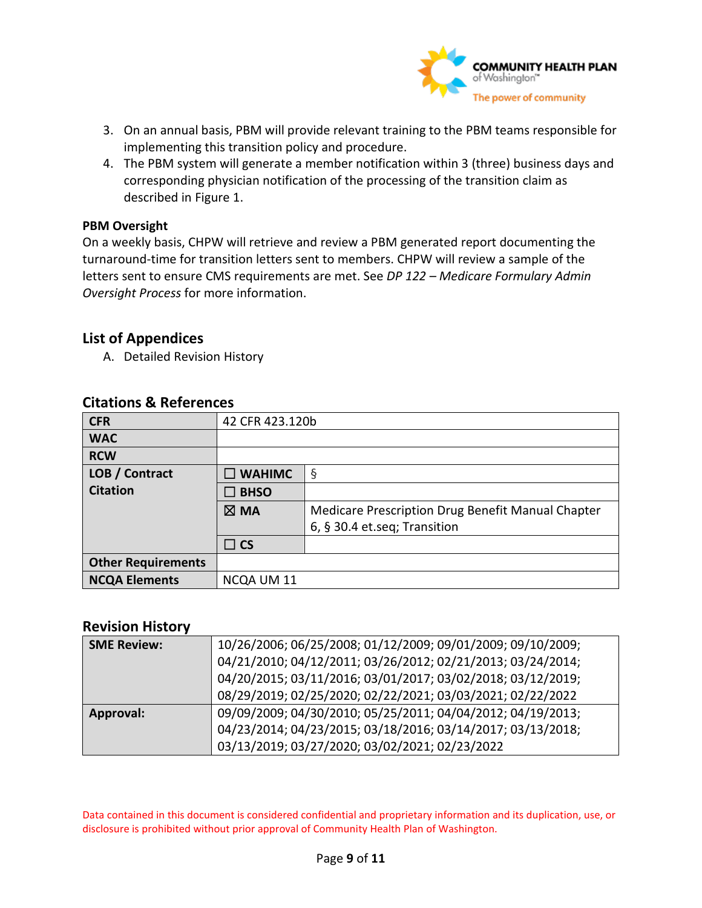3. On an annual basis, PBM will provide relevant training to the PBM teams responsible for implementing this transition policy and procedure.
4. The PBM system will generate a member notification within 3 (three) business days and corresponding physician notification of the processing of the transition claim as described in Figure 1.

**PBM Oversight**

On a weekly basis, CHPW will retrieve and review a PBM generated report documenting the turnaround-time for transition letters sent to members. CHPW will review a sample of the letters sent to ensure CMS requirements are met. See *DP 122 – Medicare Formulary Admin Oversight Process* for more information.

## List of Appendices

A. Detailed Revision History

## Citations & References

| | | |
|---|---|---|
| **CFR** | 42 CFR 423.120b | |
| **WAC** | | |
| **RCW** | | |
| **LOB / Contract Citation** | ☐ **WAHIMC** | § |
| | ☐ **BHSO** | |
| | ☒ **MA** | Medicare Prescription Drug Benefit Manual Chapter 6, § 30.4 et.seq; Transition |
| | ☐ **CS** | |
| **Other Requirements** | | |
| **NCQA Elements** | NCQA UM 11 | |

## Revision History

| | |
|---|---|
| **SME Review:** | 10/26/2006; 06/25/2008; 01/12/2009; 09/01/2009; 09/10/2009; 04/21/2010; 04/12/2011; 03/26/2012; 02/21/2013; 03/24/2014; 04/20/2015; 03/11/2016; 03/01/2017; 03/02/2018; 03/12/2019; 08/29/2019; 02/25/2020; 02/22/2021; 03/03/2021; 02/22/2022 |
| **Approval:** | 09/09/2009; 04/30/2010; 05/25/2011; 04/04/2012; 04/19/2013; 04/23/2014; 04/23/2015; 03/18/2016; 03/14/2017; 03/13/2018; 03/13/2019; 03/27/2020; 03/02/2021; 02/23/2022 |

Data contained in this document is considered confidential and proprietary information and its duplication, use, or disclosure is prohibited without prior approval of Community Health Plan of Washington.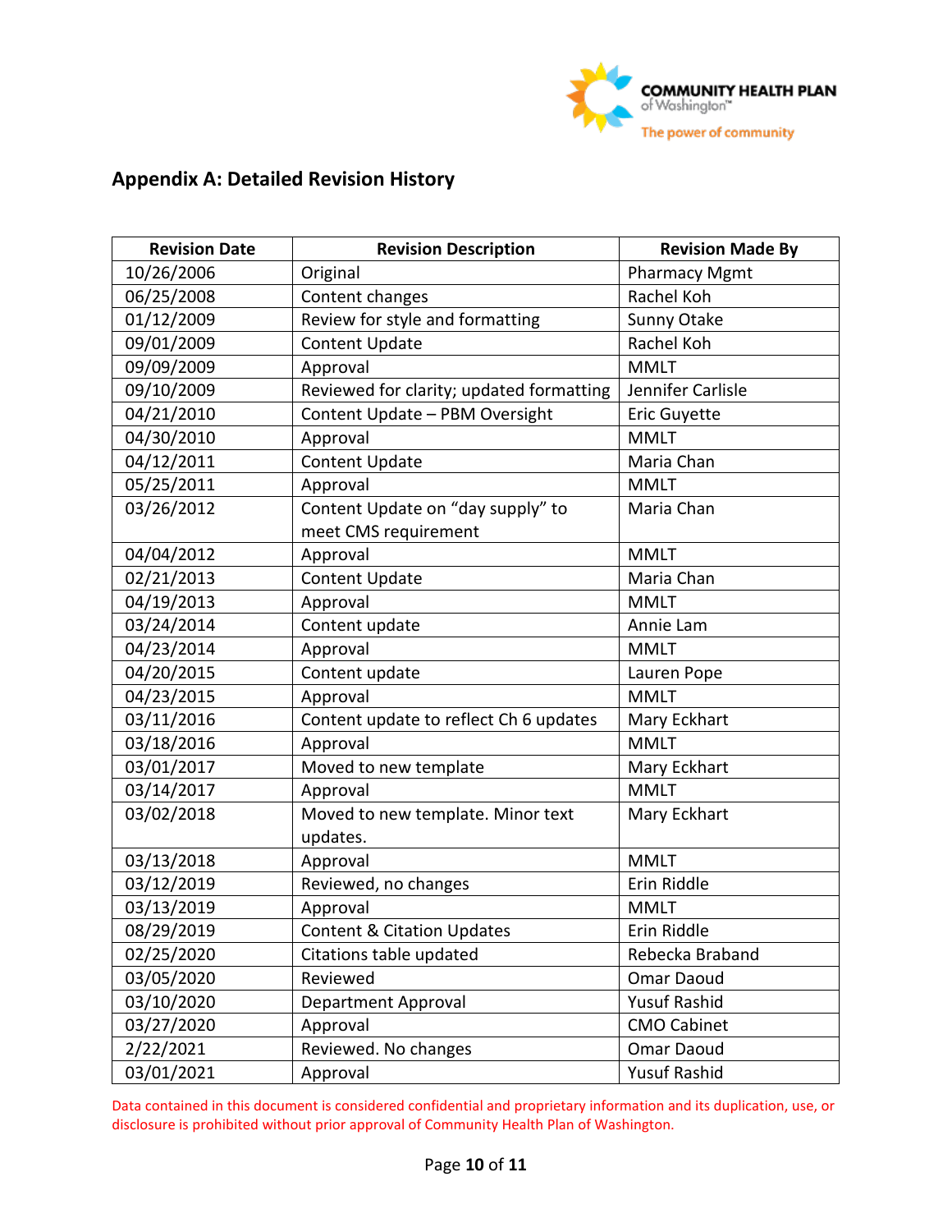## Appendix A: Detailed Revision History

| Revision Date | Revision Description | Revision Made By |
|---|---|---|
| 10/26/2006 | Original | Pharmacy Mgmt |
| 06/25/2008 | Content changes | Rachel Koh |
| 01/12/2009 | Review for style and formatting | Sunny Otake |
| 09/01/2009 | Content Update | Rachel Koh |
| 09/09/2009 | Approval | MMLT |
| 09/10/2009 | Reviewed for clarity; updated formatting | Jennifer Carlisle |
| 04/21/2010 | Content Update – PBM Oversight | Eric Guyette |
| 04/30/2010 | Approval | MMLT |
| 04/12/2011 | Content Update | Maria Chan |
| 05/25/2011 | Approval | MMLT |
| 03/26/2012 | Content Update on "day supply" to meet CMS requirement | Maria Chan |
| 04/04/2012 | Approval | MMLT |
| 02/21/2013 | Content Update | Maria Chan |
| 04/19/2013 | Approval | MMLT |
| 03/24/2014 | Content update | Annie Lam |
| 04/23/2014 | Approval | MMLT |
| 04/20/2015 | Content update | Lauren Pope |
| 04/23/2015 | Approval | MMLT |
| 03/11/2016 | Content update to reflect Ch 6 updates | Mary Eckhart |
| 03/18/2016 | Approval | MMLT |
| 03/01/2017 | Moved to new template | Mary Eckhart |
| 03/14/2017 | Approval | MMLT |
| 03/02/2018 | Moved to new template. Minor text updates. | Mary Eckhart |
| 03/13/2018 | Approval | MMLT |
| 03/12/2019 | Reviewed, no changes | Erin Riddle |
| 03/13/2019 | Approval | MMLT |
| 08/29/2019 | Content & Citation Updates | Erin Riddle |
| 02/25/2020 | Citations table updated | Rebecka Braband |
| 03/05/2020 | Reviewed | Omar Daoud |
| 03/10/2020 | Department Approval | Yusuf Rashid |
| 03/27/2020 | Approval | CMO Cabinet |
| 2/22/2021 | Reviewed. No changes | Omar Daoud |
| 03/01/2021 | Approval | Yusuf Rashid |

Data contained in this document is considered confidential and proprietary information and its duplication, use, or disclosure is prohibited without prior approval of Community Health Plan of Washington.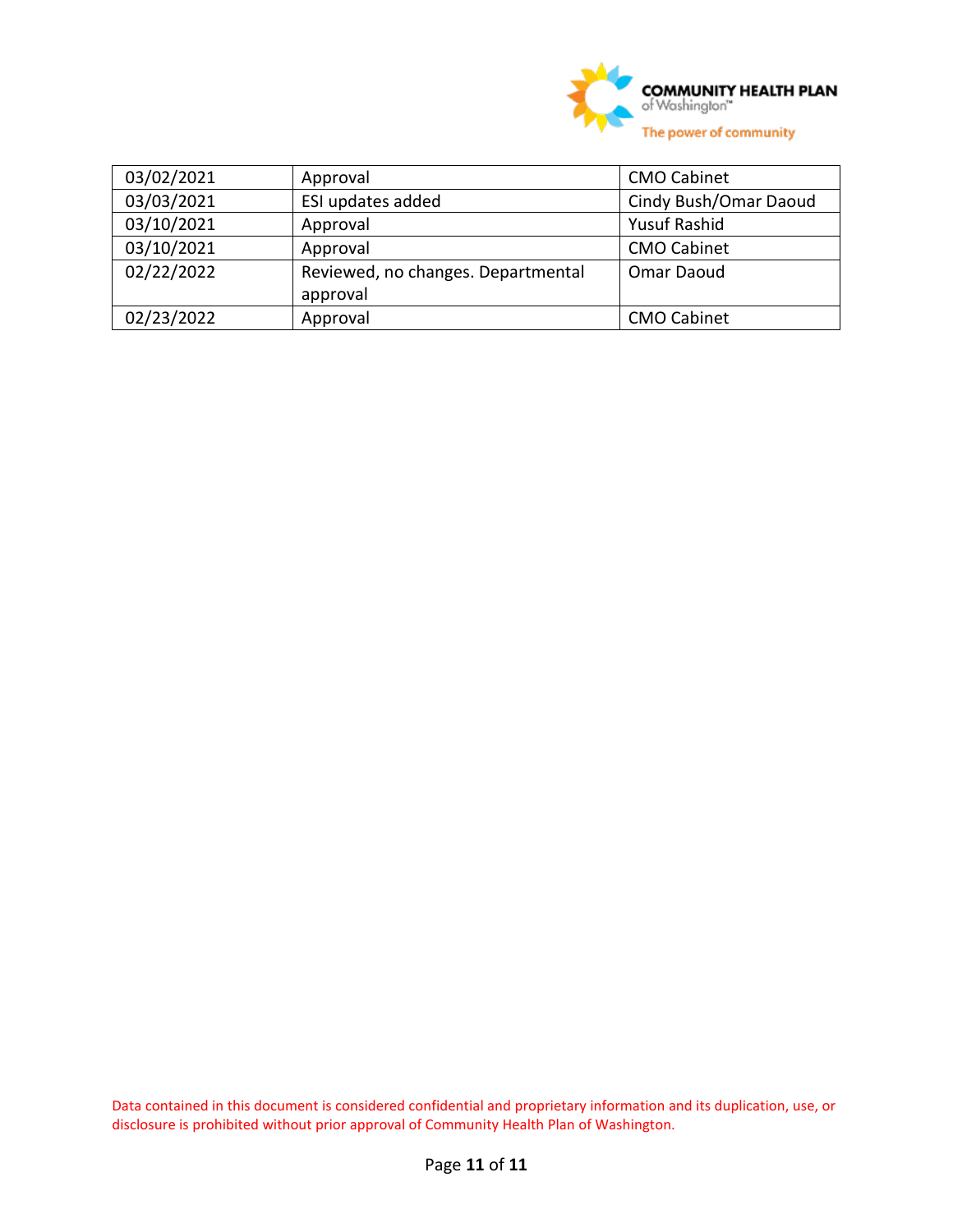| 03/02/2021 | Approval | CMO Cabinet |
|---|---|---|
| 03/03/2021 | ESI updates added | Cindy Bush/Omar Daoud |
| 03/10/2021 | Approval | Yusuf Rashid |
| 03/10/2021 | Approval | CMO Cabinet |
| 02/22/2022 | Reviewed, no changes. Departmental approval | Omar Daoud |
| 02/23/2022 | Approval | CMO Cabinet |

Data contained in this document is considered confidential and proprietary information and its duplication, use, or disclosure is prohibited without prior approval of Community Health Plan of Washington.